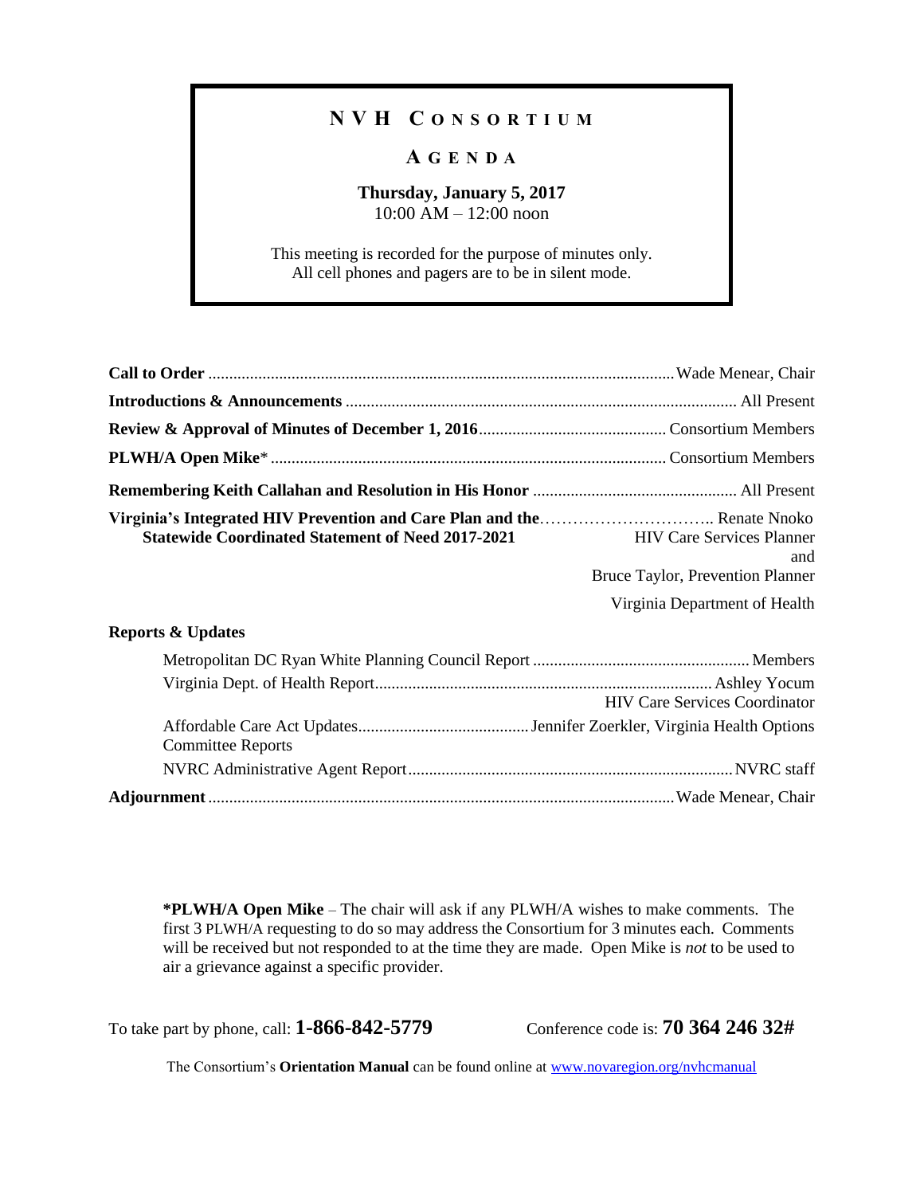# NVH CONSORTIUM

## AGENDA

**Thursday, January 5, 2017**
10:00 AM – 12:00 noon

This meeting is recorded for the purpose of minutes only.
All cell phones and pagers are to be in silent mode.

| | |
|---|---|
| **Call to Order** | Wade Menear, Chair |
| **Introductions & Announcements** | All Present |
| **Review & Approval of Minutes of December 1, 2016** | Consortium Members |
| **PLWH/A Open Mike*** | Consortium Members |
| **Remembering Keith Callahan and Resolution in His Honor** | All Present |
| **Virginia's Integrated HIV Prevention and Care Plan and the Statewide Coordinated Statement of Need 2017-2021** | Renate Nnoko, HIV Care Services Planner and Bruce Taylor, Prevention Planner, Virginia Department of Health |
| **Reports & Updates** | |
| Metropolitan DC Ryan White Planning Council Report | Members |
| Virginia Dept. of Health Report | Ashley Yocum, HIV Care Services Coordinator |
| Affordable Care Act Updates | Jennifer Zoerkler, Virginia Health Options |
| Committee Reports | |
| NVRC Administrative Agent Report | NVRC staff |
| **Adjournment** | Wade Menear, Chair |

**\*PLWH/A Open Mike** – The chair will ask if any PLWH/A wishes to make comments. The first 3 PLWH/A requesting to do so may address the Consortium for 3 minutes each. Comments will be received but not responded to at the time they are made. Open Mike is *not* to be used to air a grievance against a specific provider.

To take part by phone, call: **1-866-842-5779** Conference code is: **70 364 246 32#**

The Consortium's **Orientation Manual** can be found online at www.novaregion.org/nvhcmanual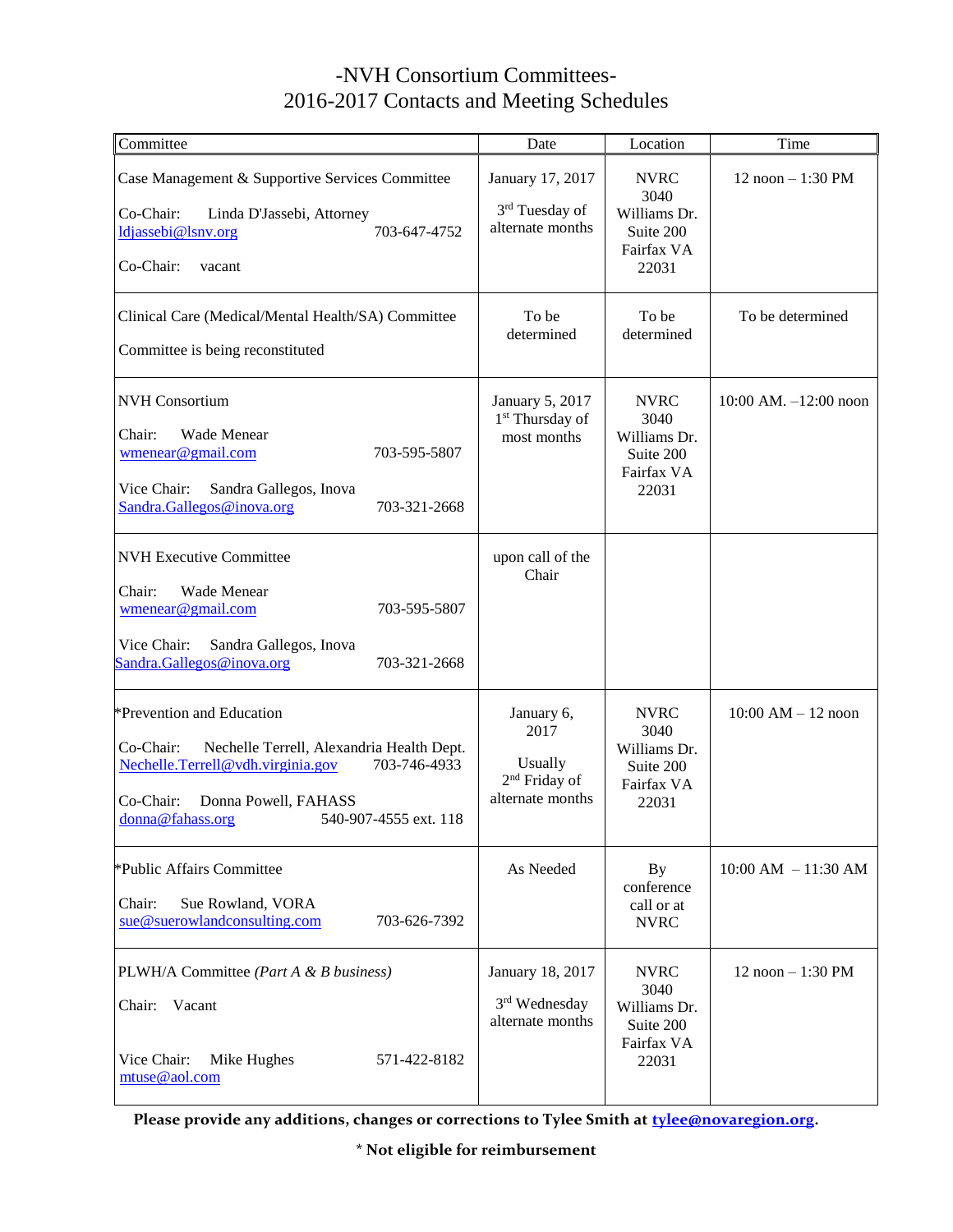# -NVH Consortium Committees-
## 2016-2017 Contacts and Meeting Schedules

| Committee | Date | Location | Time |
|---|---|---|---|
| Case Management & Supportive Services Committee<br><br>Co-Chair: Linda D'Jassebi, Attorney<br>ldjassebi@lsnv.org 703-647-4752<br><br>Co-Chair: vacant | January 17, 2017<br><br>3rd Tuesday of alternate months | NVRC 3040 Williams Dr. Suite 200 Fairfax VA 22031 | 12 noon – 1:30 PM |
| Clinical Care (Medical/Mental Health/SA) Committee<br><br>Committee is being reconstituted | To be determined | To be determined | To be determined |
| NVH Consortium<br><br>Chair: Wade Menear<br>wmenear@gmail.com 703-595-5807<br><br>Vice Chair: Sandra Gallegos, Inova<br>Sandra.Gallegos@inova.org 703-321-2668 | January 5, 2017<br>1st Thursday of most months | NVRC 3040 Williams Dr. Suite 200 Fairfax VA 22031 | 10:00 AM. –12:00 noon |
| NVH Executive Committee<br><br>Chair: Wade Menear<br>wmenear@gmail.com 703-595-5807<br><br>Vice Chair: Sandra Gallegos, Inova<br>Sandra.Gallegos@inova.org 703-321-2668 | upon call of the Chair | | |
| *Prevention and Education<br><br>Co-Chair: Nechelle Terrell, Alexandria Health Dept.<br>Nechelle.Terrell@vdh.virginia.gov 703-746-4933<br><br>Co-Chair: Donna Powell, FAHASS<br>donna@fahass.org 540-907-4555 ext. 118 | January 6, 2017<br><br>Usually 2nd Friday of alternate months | NVRC 3040 Williams Dr. Suite 200 Fairfax VA 22031 | 10:00 AM – 12 noon |
| *Public Affairs Committee<br><br>Chair: Sue Rowland, VORA<br>sue@suerowlandconsulting.com 703-626-7392 | As Needed | By conference call or at NVRC | 10:00 AM – 11:30 AM |
| PLWH/A Committee *(Part A & B business)*<br><br>Chair: Vacant<br><br>Vice Chair: Mike Hughes 571-422-8182<br>mtuse@aol.com | January 18, 2017<br><br>3rd Wednesday alternate months | NVRC 3040 Williams Dr. Suite 200 Fairfax VA 22031 | 12 noon – 1:30 PM |

**Please provide any additions, changes or corrections to Tylee Smith at tylee@novaregion.org.**

\* **Not eligible for reimbursement**